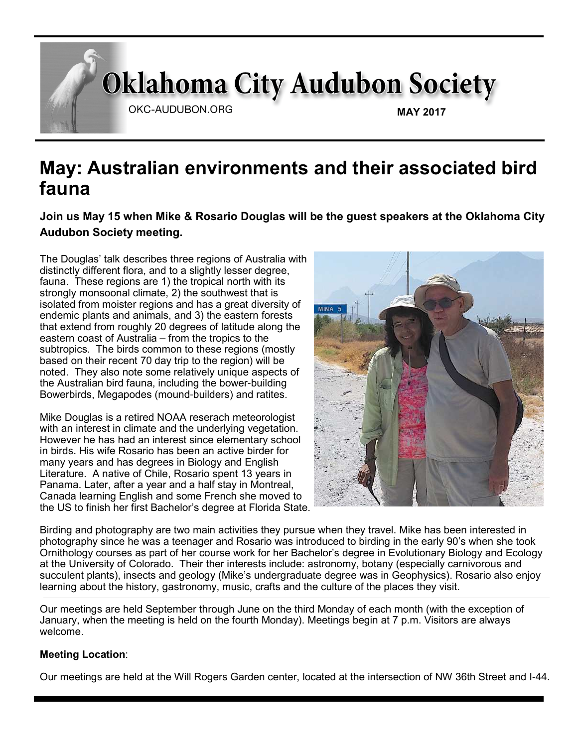# Oklahoma City Audubon Society

OKC-AUDUBON.ORG

**MAY 2017**

## May: Australian environments and their associated bird fauna

**Join us May 15 when Mike & Rosario Douglas will be the guest speakers at the Oklahoma City Audubon Society meeting.**

The Douglas' talk describes three regions of Australia with distinctly different flora, and to a slightly lesser degree, fauna. These regions are 1) the tropical north with its strongly monsoonal climate, 2) the southwest that is isolated from moister regions and has a great diversity of endemic plants and animals, and 3) the eastern forests that extend from roughly 20 degrees of latitude along the eastern coast of Australia – from the tropics to the subtropics. The birds common to these regions (mostly based on their recent 70 day trip to the region) will be noted. They also note some relatively unique aspects of the Australian bird fauna, including the bower-building Bowerbirds, Megapodes (mound-builders) and ratites.

Mike Douglas is a retired NOAA reserach meteorologist with an interest in climate and the underlying vegetation. However he has had an interest since elementary school in birds. His wife Rosario has been an active birder for many years and has degrees in Biology and English Literature. A native of Chile, Rosario spent 13 years in Panama. Later, after a year and a half stay in Montreal, Canada learning English and some French she moved to the US to finish her first Bachelor's degree at Florida State.

Birding and photography are two main activities they pursue when they travel. Mike has been interested in photography since he was a teenager and Rosario was introduced to birding in the early 90's when she took Ornithology courses as part of her course work for her Bachelor's degree in Evolutionary Biology and Ecology at the University of Colorado. Their ther interests include: astronomy, botany (especially carnivorous and succulent plants), insects and geology (Mike's undergraduate degree was in Geophysics). Rosario also enjoy learning about the history, gastronomy, music, crafts and the culture of the places they visit.

---

Our meetings are held September through June on the third Monday of each month (with the exception of January, when the meeting is held on the fourth Monday). Meetings begin at 7 p.m. Visitors are always welcome.

**Meeting Location**:

Our meetings are held at the Will Rogers Garden center, located at the intersection of NW 36th Street and I-44.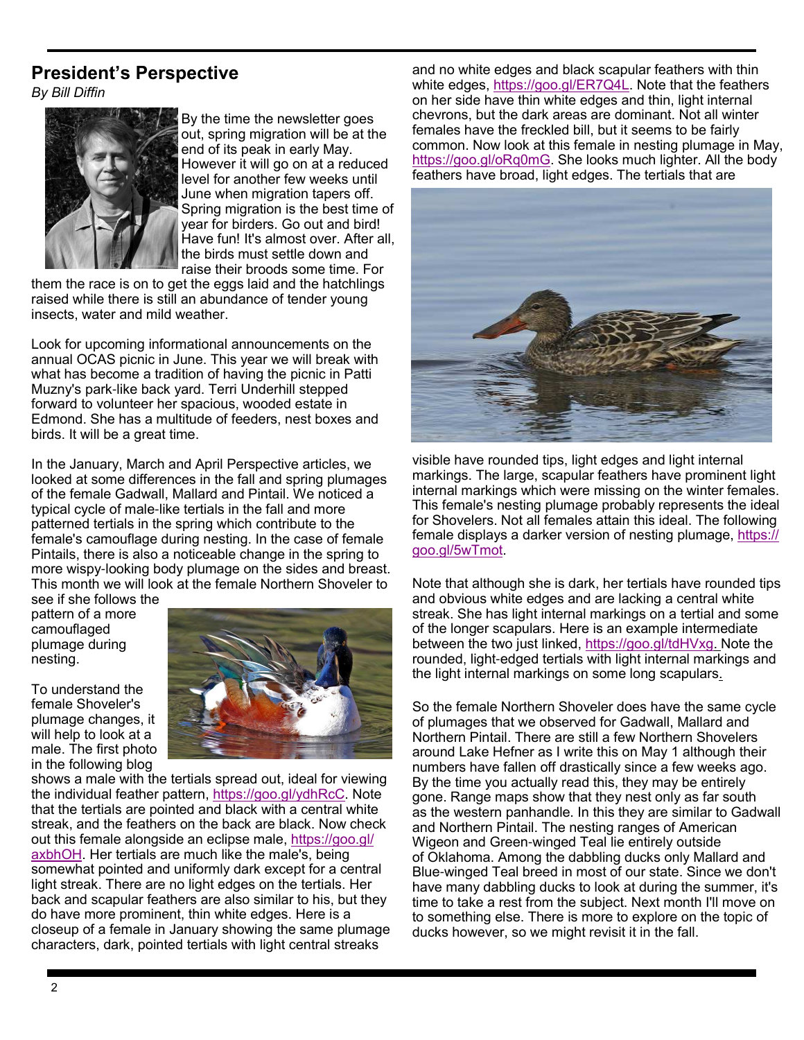## President's Perspective

*By Bill Diffin*

By the time the newsletter goes out, spring migration will be at the end of its peak in early May. However it will go on at a reduced level for another few weeks until June when migration tapers off. Spring migration is the best time of year for birders. Go out and bird! Have fun! It's almost over. After all, the birds must settle down and raise their broods some time. For them the race is on to get the eggs laid and the hatchlings raised while there is still an abundance of tender young insects, water and mild weather.

Look for upcoming informational announcements on the annual OCAS picnic in June. This year we will break with what has become a tradition of having the picnic in Patti Muzny's park-like back yard. Terri Underhill stepped forward to volunteer her spacious, wooded estate in Edmond. She has a multitude of feeders, nest boxes and birds. It will be a great time.

In the January, March and April Perspective articles, we looked at some differences in the fall and spring plumages of the female Gadwall, Mallard and Pintail. We noticed a typical cycle of male-like tertials in the fall and more patterned tertials in the spring which contribute to the female's camouflage during nesting. In the case of female Pintails, there is also a noticeable change in the spring to more wispy-looking body plumage on the sides and breast. This month we will look at the female Northern Shoveler to see if she follows the pattern of a more camouflaged plumage during nesting.

To understand the female Shoveler's plumage changes, it will help to look at a male. The first photo in the following blog shows a male with the tertials spread out, ideal for viewing the individual feather pattern, https://goo.gl/ydhRcC. Note that the tertials are pointed and black with a central white streak, and the feathers on the back are black. Now check out this female alongside an eclipse male, https://goo.gl/axbhOH. Her tertials are much like the male's, being somewhat pointed and uniformly dark except for a central light streak. There are no light edges on the tertials. Her back and scapular feathers are also similar to his, but they do have more prominent, thin white edges. Here is a closeup of a female in January showing the same plumage characters, dark, pointed tertials with light central streaks and no white edges and black scapular feathers with thin white edges, https://goo.gl/ER7Q4L. Note that the feathers on her side have thin white edges and thin, light internal chevrons, but the dark areas are dominant. Not all winter females have the freckled bill, but it seems to be fairly common. Now look at this female in nesting plumage in May, https://goo.gl/oRq0mG. She looks much lighter. All the body feathers have broad, light edges. The tertials that are visible have rounded tips, light edges and light internal markings. The large, scapular feathers have prominent light internal markings which were missing on the winter females. This female's nesting plumage probably represents the ideal for Shovelers. Not all females attain this ideal. The following female displays a darker version of nesting plumage, https://goo.gl/5wTmot.

Note that although she is dark, her tertials have rounded tips and obvious white edges and are lacking a central white streak. She has light internal markings on a tertial and some of the longer scapulars. Here is an example intermediate between the two just linked, https://goo.gl/tdHVxg. Note the rounded, light-edged tertials with light internal markings and the light internal markings on some long scapulars.

So the female Northern Shoveler does have the same cycle of plumages that we observed for Gadwall, Mallard and Northern Pintail. There are still a few Northern Shovelers around Lake Hefner as I write this on May 1 although their numbers have fallen off drastically since a few weeks ago. By the time you actually read this, they may be entirely gone. Range maps show that they nest only as far south as the western panhandle. In this they are similar to Gadwall and Northern Pintail. The nesting ranges of American Wigeon and Green-winged Teal lie entirely outside of Oklahoma. Among the dabbling ducks only Mallard and Blue-winged Teal breed in most of our state. Since we don't have many dabbling ducks to look at during the summer, it's time to take a rest from the subject. Next month I'll move on to something else. There is more to explore on the topic of ducks however, so we might revisit it in the fall.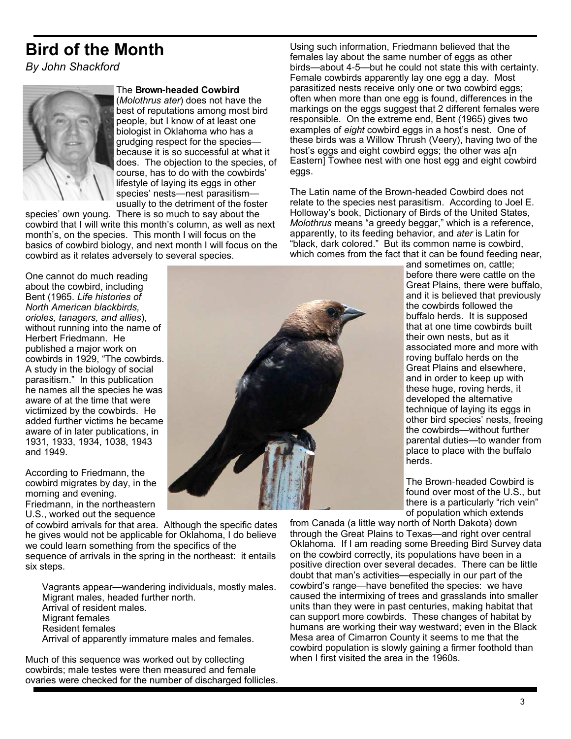# Bird of the Month

*By John Shackford*

The **Brown-headed Cowbird** (*Molothrus ater*) does not have the best of reputations among most bird people, but I know of at least one biologist in Oklahoma who has a grudging respect for the species—because it is so successful at what it does. The objection to the species, of course, has to do with the cowbirds' lifestyle of laying its eggs in other species' nests—nest parasitism—usually to the detriment of the foster species' own young. There is so much to say about the cowbird that I will write this month's column, as well as next month's, on the species. This month I will focus on the basics of cowbird biology, and next month I will focus on the cowbird as it relates adversely to several species.

One cannot do much reading about the cowbird, including Bent (1965. *Life histories of North American blackbirds, orioles, tanagers, and allies*), without running into the name of Herbert Friedmann. He published a major work on cowbirds in 1929, "The cowbirds. A study in the biology of social parasitism." In this publication he names all the species he was aware of at the time that were victimized by the cowbirds. He added further victims he became aware of in later publications, in 1931, 1933, 1934, 1038, 1943 and 1949.

According to Friedmann, the cowbird migrates by day, in the morning and evening. Friedmann, in the northeastern U.S., worked out the sequence of cowbird arrivals for that area. Although the specific dates he gives would not be applicable for Oklahoma, I do believe we could learn something from the specifics of the sequence of arrivals in the spring in the northeast: it entails six steps.

- Vagrants appear—wandering individuals, mostly males.
- Migrant males, headed further north.
- Arrival of resident males.
- Migrant females
- Resident females
- Arrival of apparently immature males and females.

Much of this sequence was worked out by collecting cowbirds; male testes were then measured and female ovaries were checked for the number of discharged follicles. Using such information, Friedmann believed that the females lay about the same number of eggs as other birds—about 4-5—but he could not state this with certainty. Female cowbirds apparently lay one egg a day. Most parasitized nests receive only one or two cowbird eggs; often when more than one egg is found, differences in the markings on the eggs suggest that 2 different females were responsible. On the extreme end, Bent (1965) gives two examples of *eight* cowbird eggs in a host's nest. One of these birds was a Willow Thrush (Veery), having two of the host's eggs and eight cowbird eggs; the other was a[n Eastern] Towhee nest with one host egg and eight cowbird eggs.

The Latin name of the Brown-headed Cowbird does not relate to the species nest parasitism. According to Joel E. Holloway's book, Dictionary of Birds of the United States, *Molothrus* means "a greedy beggar," which is a reference, apparently, to its feeding behavior, and *ater* is Latin for "black, dark colored." But its common name is cowbird, which comes from the fact that it can be found feeding near, and sometimes on, cattle; before there were cattle on the Great Plains, there were buffalo, and it is believed that previously the cowbirds followed the buffalo herds. It is supposed that at one time cowbirds built their own nests, but as it associated more and more with roving buffalo herds on the Great Plains and elsewhere, and in order to keep up with these huge, roving herds, it developed the alternative technique of laying its eggs in other bird species' nests, freeing the cowbirds—without further parental duties—to wander from place to place with the buffalo herds.

The Brown-headed Cowbird is found over most of the U.S., but there is a particularly "rich vein" of population which extends from Canada (a little way north of North Dakota) down through the Great Plains to Texas—and right over central Oklahoma. If I am reading some Breeding Bird Survey data on the cowbird correctly, its populations have been in a positive direction over several decades. There can be little doubt that man's activities—especially in our part of the cowbird's range—have benefited the species: we have caused the intermixing of trees and grasslands into smaller units than they were in past centuries, making habitat that can support more cowbirds. These changes of habitat by humans are working their way westward; even in the Black Mesa area of Cimarron County it seems to me that the cowbird population is slowly gaining a firmer foothold than when I first visited the area in the 1960s.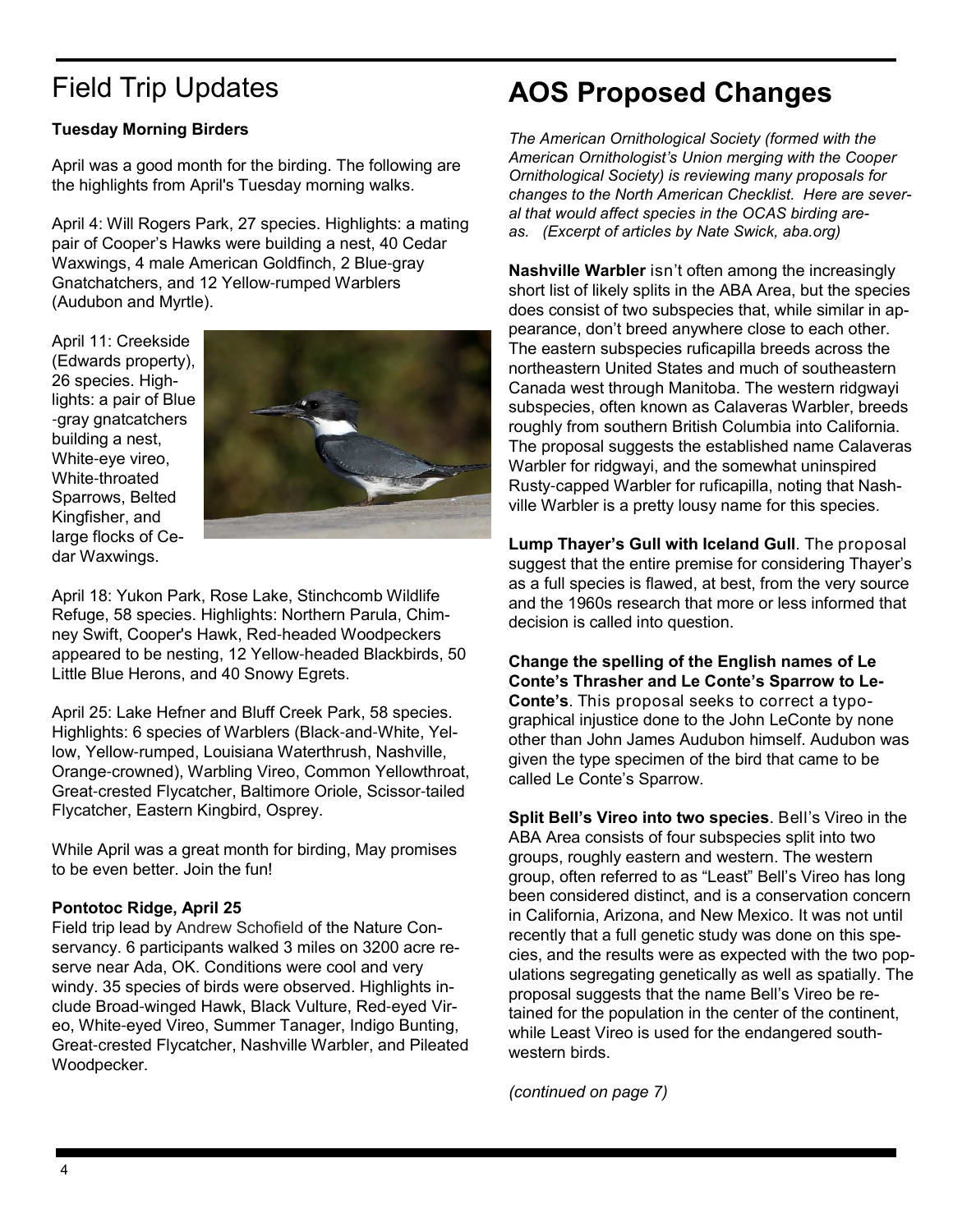## Field Trip Updates

**Tuesday Morning Birders**

April was a good month for the birding. The following are the highlights from April's Tuesday morning walks.

April 4: Will Rogers Park, 27 species. Highlights: a mating pair of Cooper's Hawks were building a nest, 40 Cedar Waxwings, 4 male American Goldfinch, 2 Blue-gray Gnatchatchers, and 12 Yellow-rumped Warblers (Audubon and Myrtle).

April 11: Creekside (Edwards property), 26 species. Highlights: a pair of Blue-gray gnatcatchers building a nest, White-eye vireo, White-throated Sparrows, Belted Kingfisher, and large flocks of Cedar Waxwings.

April 18: Yukon Park, Rose Lake, Stinchcomb Wildlife Refuge, 58 species. Highlights: Northern Parula, Chimney Swift, Cooper's Hawk, Red-headed Woodpeckers appeared to be nesting, 12 Yellow-headed Blackbirds, 50 Little Blue Herons, and 40 Snowy Egrets.

April 25: Lake Hefner and Bluff Creek Park, 58 species. Highlights: 6 species of Warblers (Black-and-White, Yellow, Yellow-rumped, Louisiana Waterthrush, Nashville, Orange-crowned), Warbling Vireo, Common Yellowthroat, Great-crested Flycatcher, Baltimore Oriole, Scissor-tailed Flycatcher, Eastern Kingbird, Osprey.

While April was a great month for birding, May promises to be even better. Join the fun!

**Pontotoc Ridge, April 25**

Field trip lead by Andrew Schofield of the Nature Conservancy. 6 participants walked 3 miles on 3200 acre reserve near Ada, OK. Conditions were cool and very windy. 35 species of birds were observed. Highlights include Broad-winged Hawk, Black Vulture, Red-eyed Vireo, White-eyed Vireo, Summer Tanager, Indigo Bunting, Great-crested Flycatcher, Nashville Warbler, and Pileated Woodpecker.

## AOS Proposed Changes

*The American Ornithological Society (formed with the American Ornithologist's Union merging with the Cooper Ornithological Society) is reviewing many proposals for changes to the North American Checklist. Here are several that would affect species in the OCAS birding areas. (Excerpt of articles by Nate Swick, aba.org)*

**Nashville Warbler** isn't often among the increasingly short list of likely splits in the ABA Area, but the species does consist of two subspecies that, while similar in appearance, don't breed anywhere close to each other. The eastern subspecies ruficapilla breeds across the northeastern United States and much of southeastern Canada west through Manitoba. The western ridgwayi subspecies, often known as Calaveras Warbler, breeds roughly from southern British Columbia into California. The proposal suggests the established name Calaveras Warbler for ridgwayi, and the somewhat uninspired Rusty-capped Warbler for ruficapilla, noting that Nashville Warbler is a pretty lousy name for this species.

**Lump Thayer's Gull with Iceland Gull**. The proposal suggest that the entire premise for considering Thayer's as a full species is flawed, at best, from the very source and the 1960s research that more or less informed that decision is called into question.

**Change the spelling of the English names of Le Conte's Thrasher and Le Conte's Sparrow to LeConte's**. This proposal seeks to correct a typographical injustice done to the John LeConte by none other than John James Audubon himself. Audubon was given the type specimen of the bird that came to be called Le Conte's Sparrow.

**Split Bell's Vireo into two species**. Bell's Vireo in the ABA Area consists of four subspecies split into two groups, roughly eastern and western. The western group, often referred to as "Least" Bell's Vireo has long been considered distinct, and is a conservation concern in California, Arizona, and New Mexico. It was not until recently that a full genetic study was done on this species, and the results were as expected with the two populations segregating genetically as well as spatially. The proposal suggests that the name Bell's Vireo be retained for the population in the center of the continent, while Least Vireo is used for the endangered southwestern birds.

*(continued on page 7)*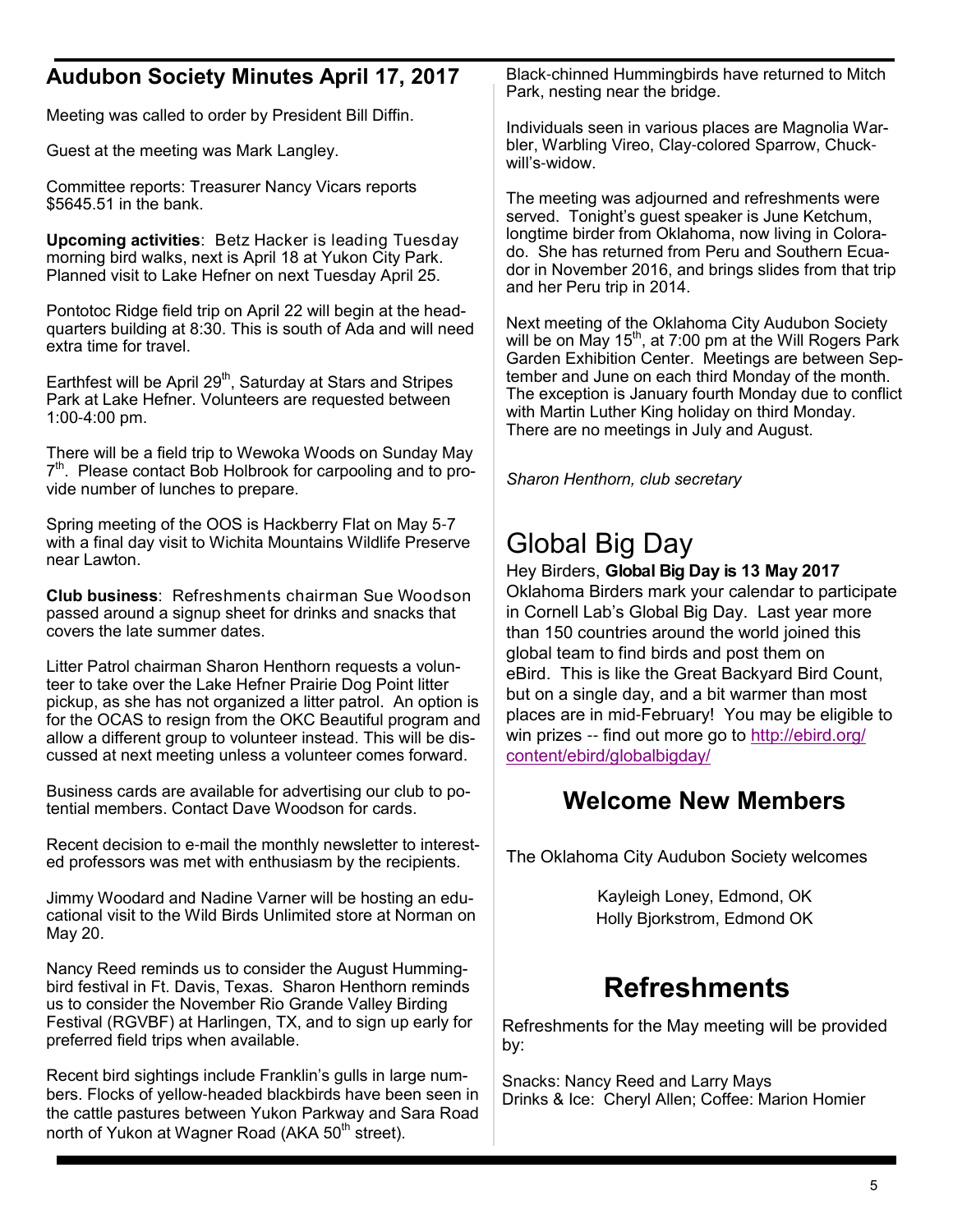## Audubon Society Minutes April 17, 2017

Meeting was called to order by President Bill Diffin.

Guest at the meeting was Mark Langley.

Committee reports: Treasurer Nancy Vicars reports $5645.51 in the bank.

**Upcoming activities**: Betz Hacker is leading Tuesday morning bird walks, next is April 18 at Yukon City Park. Planned visit to Lake Hefner on next Tuesday April 25.

Pontotoc Ridge field trip on April 22 will begin at the headquarters building at 8:30. This is south of Ada and will need extra time for travel.

Earthfest will be April 29th, Saturday at Stars and Stripes Park at Lake Hefner. Volunteers are requested between 1:00-4:00 pm.

There will be a field trip to Wewoka Woods on Sunday May 7th. Please contact Bob Holbrook for carpooling and to provide number of lunches to prepare.

Spring meeting of the OOS is Hackberry Flat on May 5-7 with a final day visit to Wichita Mountains Wildlife Preserve near Lawton.

**Club business**: Refreshments chairman Sue Woodson passed around a signup sheet for drinks and snacks that covers the late summer dates.

Litter Patrol chairman Sharon Henthorn requests a volunteer to take over the Lake Hefner Prairie Dog Point litter pickup, as she has not organized a litter patrol. An option is for the OCAS to resign from the OKC Beautiful program and allow a different group to volunteer instead. This will be discussed at next meeting unless a volunteer comes forward.

Business cards are available for advertising our club to potential members. Contact Dave Woodson for cards.

Recent decision to e-mail the monthly newsletter to interested professors was met with enthusiasm by the recipients.

Jimmy Woodard and Nadine Varner will be hosting an educational visit to the Wild Birds Unlimited store at Norman on May 20.

Nancy Reed reminds us to consider the August Hummingbird festival in Ft. Davis, Texas. Sharon Henthorn reminds us to consider the November Rio Grande Valley Birding Festival (RGVBF) at Harlingen, TX, and to sign up early for preferred field trips when available.

Recent bird sightings include Franklin's gulls in large numbers. Flocks of yellow-headed blackbirds have been seen in the cattle pastures between Yukon Parkway and Sara Road north of Yukon at Wagner Road (AKA 50th street).

Black-chinned Hummingbirds have returned to Mitch Park, nesting near the bridge.

Individuals seen in various places are Magnolia Warbler, Warbling Vireo, Clay-colored Sparrow, Chuck-will's-widow.

The meeting was adjourned and refreshments were served. Tonight's guest speaker is June Ketchum, longtime birder from Oklahoma, now living in Colorado. She has returned from Peru and Southern Ecuador in November 2016, and brings slides from that trip and her Peru trip in 2014.

Next meeting of the Oklahoma City Audubon Society will be on May 15th, at 7:00 pm at the Will Rogers Park Garden Exhibition Center. Meetings are between September and June on each third Monday of the month. The exception is January fourth Monday due to conflict with Martin Luther King holiday on third Monday. There are no meetings in July and August.

*Sharon Henthorn, club secretary*

# Global Big Day

Hey Birders, **Global Big Day is 13 May 2017**
Oklahoma Birders mark your calendar to participate in Cornell Lab's Global Big Day. Last year more than 150 countries around the world joined this global team to find birds and post them on eBird. This is like the Great Backyard Bird Count, but on a single day, and a bit warmer than most places are in mid-February! You may be eligible to win prizes -- find out more go to http://ebird.org/content/ebird/globalbigday/

## Welcome New Members

The Oklahoma City Audubon Society welcomes

Kayleigh Loney, Edmond, OK
Holly Bjorkstrom, Edmond OK

# Refreshments

Refreshments for the May meeting will be provided by:

Snacks: Nancy Reed and Larry Mays
Drinks & Ice: Cheryl Allen; Coffee: Marion Homier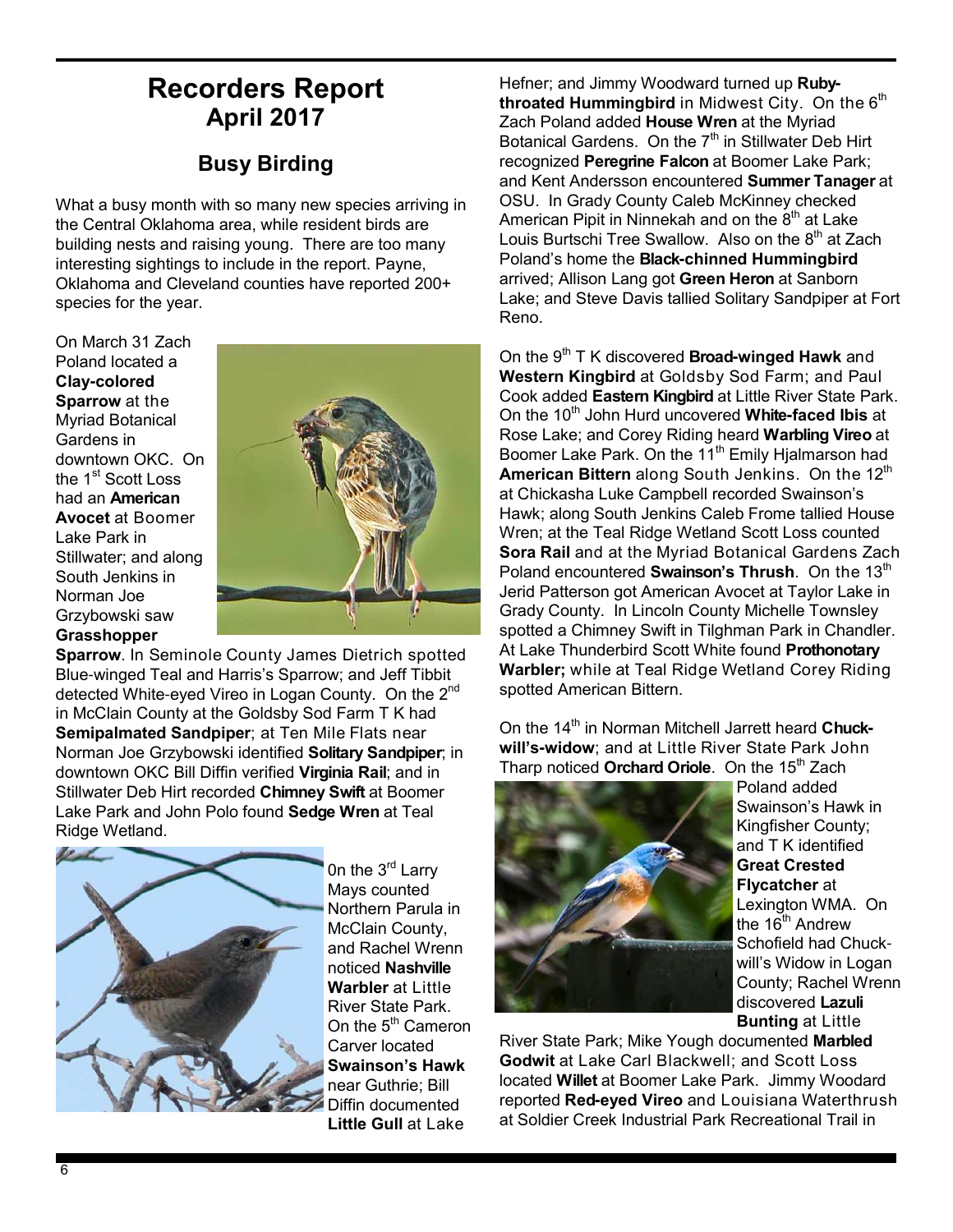# Recorders Report

## April 2017

### Busy Birding

What a busy month with so many new species arriving in the Central Oklahoma area, while resident birds are building nests and raising young. There are too many interesting sightings to include in the report. Payne, Oklahoma and Cleveland counties have reported 200+ species for the year.

On March 31 Zach Poland located a **Clay-colored Sparrow** at the Myriad Botanical Gardens in downtown OKC. On the 1st Scott Loss had an **American Avocet** at Boomer Lake Park in Stillwater; and along South Jenkins in Norman Joe Grzybowski saw **Grasshopper Sparrow**. In Seminole County James Dietrich spotted Blue-winged Teal and Harris's Sparrow; and Jeff Tibbit detected White-eyed Vireo in Logan County. On the 2nd in McClain County at the Goldsby Sod Farm T K had **Semipalmated Sandpiper**; at Ten Mile Flats near Norman Joe Grzybowski identified **Solitary Sandpiper**; in downtown OKC Bill Diffin verified **Virginia Rail**; and in Stillwater Deb Hirt recorded **Chimney Swift** at Boomer Lake Park and John Polo found **Sedge Wren** at Teal Ridge Wetland.

0n the 3rd Larry Mays counted Northern Parula in McClain County, and Rachel Wrenn noticed **Nashville Warbler** at Little River State Park. On the 5th Cameron Carver located **Swainson's Hawk** near Guthrie; Bill Diffin documented **Little Gull** at Lake Hefner; and Jimmy Woodward turned up **Ruby-throated Hummingbird** in Midwest City. On the 6th Zach Poland added **House Wren** at the Myriad Botanical Gardens. On the 7th in Stillwater Deb Hirt recognized **Peregrine Falcon** at Boomer Lake Park; and Kent Andersson encountered **Summer Tanager** at OSU. In Grady County Caleb McKinney checked American Pipit in Ninnekah and on the 8th at Lake Louis Burtschi Tree Swallow. Also on the 8th at Zach Poland's home the **Black-chinned Hummingbird** arrived; Allison Lang got **Green Heron** at Sanborn Lake; and Steve Davis tallied Solitary Sandpiper at Fort Reno.

On the 9th T K discovered **Broad-winged Hawk** and **Western Kingbird** at Goldsby Sod Farm; and Paul Cook added **Eastern Kingbird** at Little River State Park. On the 10th John Hurd uncovered **White-faced Ibis** at Rose Lake; and Corey Riding heard **Warbling Vireo** at Boomer Lake Park. On the 11th Emily Hjalmarson had **American Bittern** along South Jenkins. On the 12th at Chickasha Luke Campbell recorded Swainson's Hawk; along South Jenkins Caleb Frome tallied House Wren; at the Teal Ridge Wetland Scott Loss counted **Sora Rail** and at the Myriad Botanical Gardens Zach Poland encountered **Swainson's Thrush**. On the 13th Jerid Patterson got American Avocet at Taylor Lake in Grady County. In Lincoln County Michelle Townsley spotted a Chimney Swift in Tilghman Park in Chandler. At Lake Thunderbird Scott White found **Prothonotary Warbler;** while at Teal Ridge Wetland Corey Riding spotted American Bittern.

On the 14th in Norman Mitchell Jarrett heard **Chuck-will's-widow**; and at Little River State Park John Tharp noticed **Orchard Oriole**. On the 15th Zach Poland added Swainson's Hawk in Kingfisher County; and T K identified **Great Crested Flycatcher** at Lexington WMA. On the 16th Andrew Schofield had Chuck-will's Widow in Logan County; Rachel Wrenn discovered **Lazuli Bunting** at Little River State Park; Mike Yough documented **Marbled Godwit** at Lake Carl Blackwell; and Scott Loss located **Willet** at Boomer Lake Park. Jimmy Woodard reported **Red-eyed Vireo** and Louisiana Waterthrush at Soldier Creek Industrial Park Recreational Trail in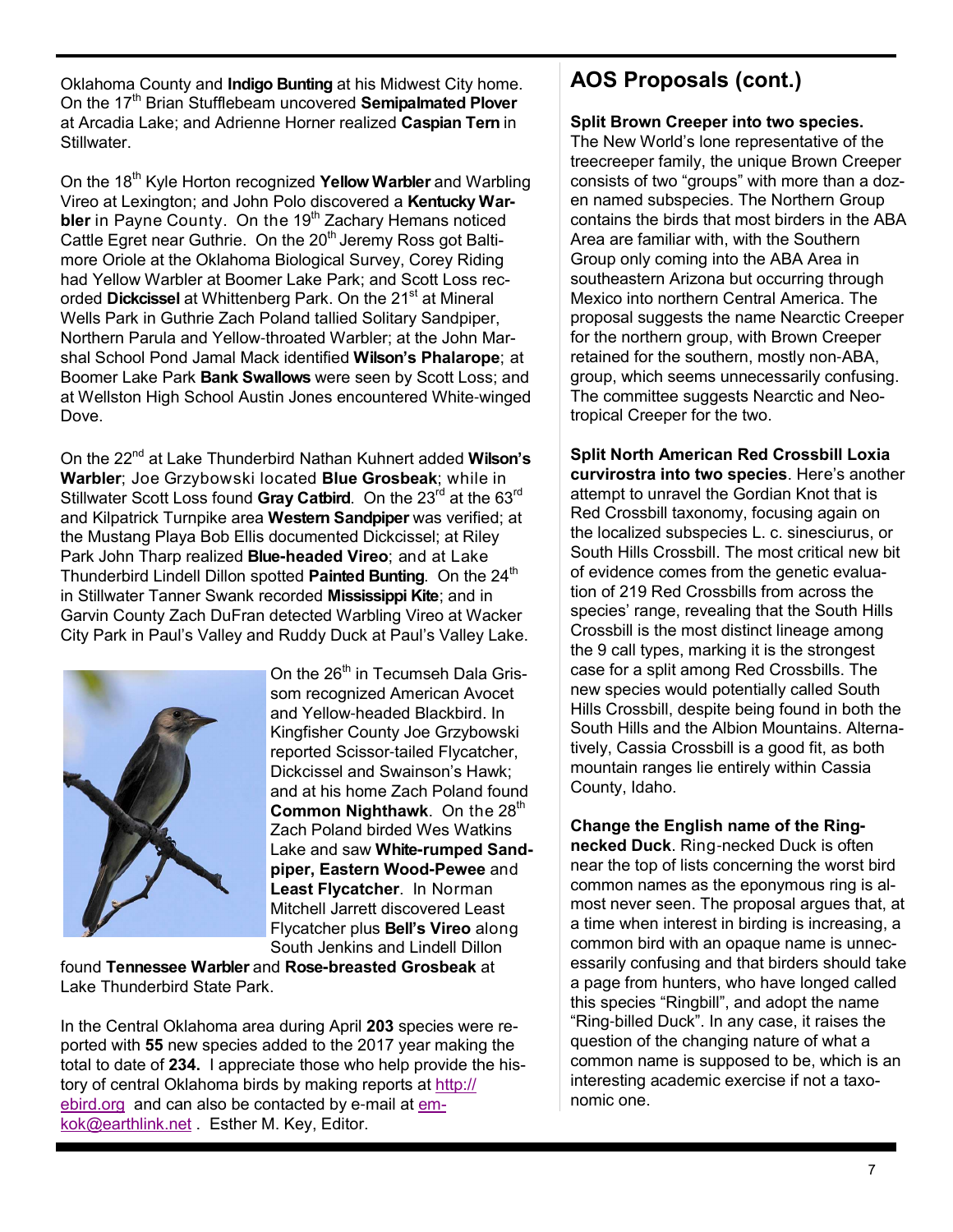Oklahoma County and **Indigo Bunting** at his Midwest City home. On the 17th Brian Stufflebeam uncovered **Semipalmated Plover** at Arcadia Lake; and Adrienne Horner realized **Caspian Tern** in Stillwater.

On the 18th Kyle Horton recognized **Yellow Warbler** and Warbling Vireo at Lexington; and John Polo discovered a **Kentucky Warbler** in Payne County. On the 19th Zachary Hemans noticed Cattle Egret near Guthrie. On the 20th Jeremy Ross got Baltimore Oriole at the Oklahoma Biological Survey, Corey Riding had Yellow Warbler at Boomer Lake Park; and Scott Loss recorded **Dickcissel** at Whittenberg Park. On the 21st at Mineral Wells Park in Guthrie Zach Poland tallied Solitary Sandpiper, Northern Parula and Yellow-throated Warbler; at the John Marshal School Pond Jamal Mack identified **Wilson's Phalarope**; at Boomer Lake Park **Bank Swallows** were seen by Scott Loss; and at Wellston High School Austin Jones encountered White-winged Dove.

On the 22nd at Lake Thunderbird Nathan Kuhnert added **Wilson's Warbler**; Joe Grzybowski located **Blue Grosbeak**; while in Stillwater Scott Loss found **Gray Catbird**. On the 23rd at the 63rd and Kilpatrick Turnpike area **Western Sandpiper** was verified; at the Mustang Playa Bob Ellis documented Dickcissel; at Riley Park John Tharp realized **Blue-headed Vireo**; and at Lake Thunderbird Lindell Dillon spotted **Painted Bunting**. On the 24th in Stillwater Tanner Swank recorded **Mississippi Kite**; and in Garvin County Zach DuFran detected Warbling Vireo at Wacker City Park in Paul's Valley and Ruddy Duck at Paul's Valley Lake.

On the 26th in Tecumseh Dala Grissom recognized American Avocet and Yellow-headed Blackbird. In Kingfisher County Joe Grzybowski reported Scissor-tailed Flycatcher, Dickcissel and Swainson's Hawk; and at his home Zach Poland found **Common Nighthawk**. On the 28th Zach Poland birded Wes Watkins Lake and saw **White-rumped Sandpiper, Eastern Wood-Pewee** and **Least Flycatcher**. In Norman Mitchell Jarrett discovered Least Flycatcher plus **Bell's Vireo** along South Jenkins and Lindell Dillon found **Tennessee Warbler** and **Rose-breasted Grosbeak** at Lake Thunderbird State Park.

In the Central Oklahoma area during April **203** species were reported with **55** new species added to the 2017 year making the total to date of **234.** I appreciate those who help provide the history of central Oklahoma birds by making reports at http://ebird.org and can also be contacted by e-mail at emkok@earthlink.net . Esther M. Key, Editor.

## AOS Proposals (cont.)

**Split Brown Creeper into two species.** The New World's lone representative of the treecreeper family, the unique Brown Creeper consists of two "groups" with more than a dozen named subspecies. The Northern Group contains the birds that most birders in the ABA Area are familiar with, with the Southern Group only coming into the ABA Area in southeastern Arizona but occurring through Mexico into northern Central America. The proposal suggests the name Nearctic Creeper for the northern group, with Brown Creeper retained for the southern, mostly non-ABA, group, which seems unnecessarily confusing. The committee suggests Nearctic and Neotropical Creeper for the two.

**Split North American Red Crossbill Loxia curvirostra into two species**. Here's another attempt to unravel the Gordian Knot that is Red Crossbill taxonomy, focusing again on the localized subspecies L. c. sinesciurus, or South Hills Crossbill. The most critical new bit of evidence comes from the genetic evaluation of 219 Red Crossbills from across the species' range, revealing that the South Hills Crossbill is the most distinct lineage among the 9 call types, marking it is the strongest case for a split among Red Crossbills. The new species would potentially called South Hills Crossbill, despite being found in both the South Hills and the Albion Mountains. Alternatively, Cassia Crossbill is a good fit, as both mountain ranges lie entirely within Cassia County, Idaho.

**Change the English name of the Ring-necked Duck**. Ring-necked Duck is often near the top of lists concerning the worst bird common names as the eponymous ring is almost never seen. The proposal argues that, at a time when interest in birding is increasing, a common bird with an opaque name is unnecessarily confusing and that birders should take a page from hunters, who have longed called this species "Ringbill", and adopt the name "Ring-billed Duck". In any case, it raises the question of the changing nature of what a common name is supposed to be, which is an interesting academic exercise if not a taxonomic one.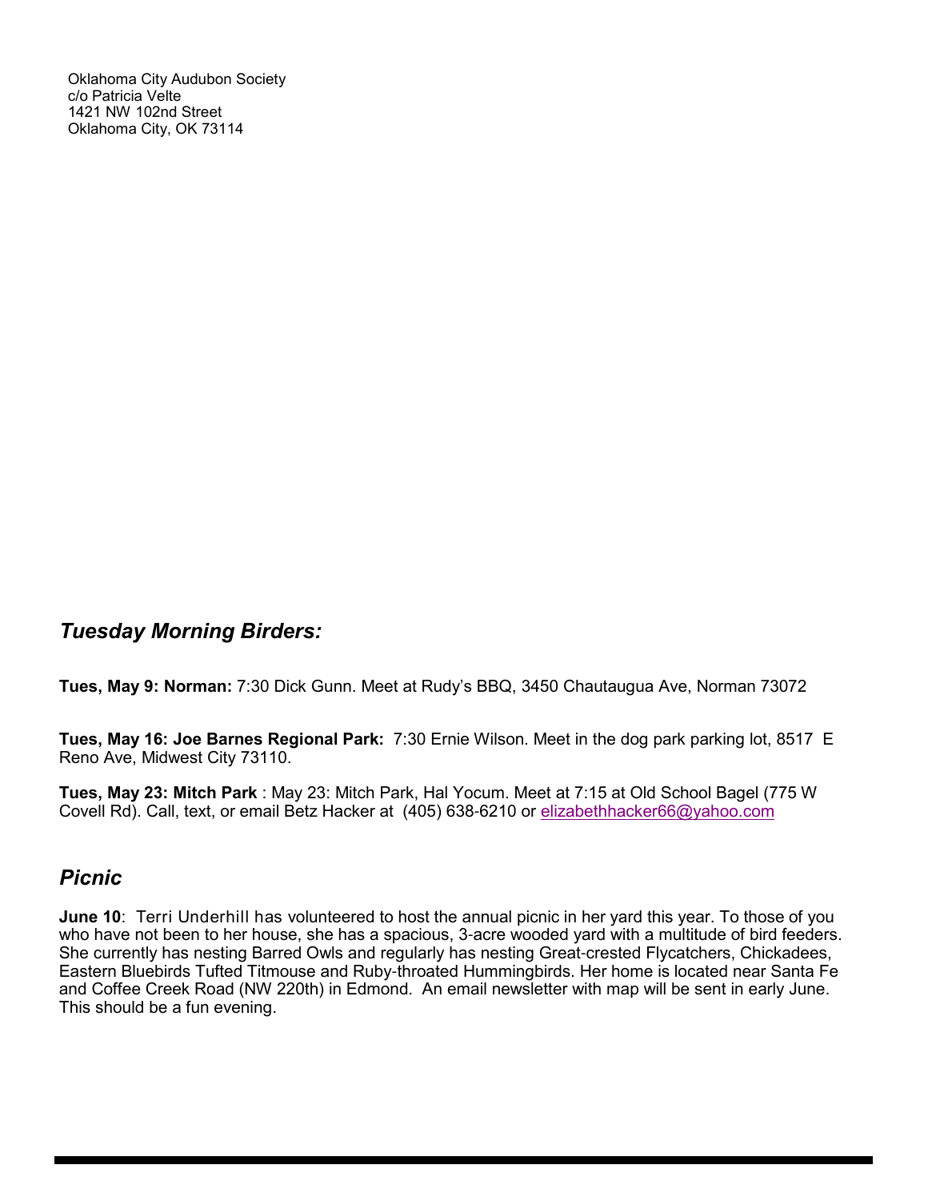Oklahoma City Audubon Society
c/o Patricia Velte
1421 NW 102nd Street
Oklahoma City, OK 73114

## *Tuesday Morning Birders:*

**Tues, May 9: Norman:** 7:30 Dick Gunn. Meet at Rudy's BBQ, 3450 Chautaugua Ave, Norman 73072

**Tues, May 16: Joe Barnes Regional Park:** 7:30 Ernie Wilson. Meet in the dog park parking lot, 8517 E Reno Ave, Midwest City 73110.

**Tues, May 23: Mitch Park** : May 23: Mitch Park, Hal Yocum. Meet at 7:15 at Old School Bagel (775 W Covell Rd). Call, text, or email Betz Hacker at (405) 638-6210 or elizabethhacker66@yahoo.com

## *Picnic*

**June 10**: Terri Underhill has volunteered to host the annual picnic in her yard this year. To those of you who have not been to her house, she has a spacious, 3-acre wooded yard with a multitude of bird feeders. She currently has nesting Barred Owls and regularly has nesting Great-crested Flycatchers, Chickadees, Eastern Bluebirds Tufted Titmouse and Ruby-throated Hummingbirds. Her home is located near Santa Fe and Coffee Creek Road (NW 220th) in Edmond. An email newsletter with map will be sent in early June. This should be a fun evening.